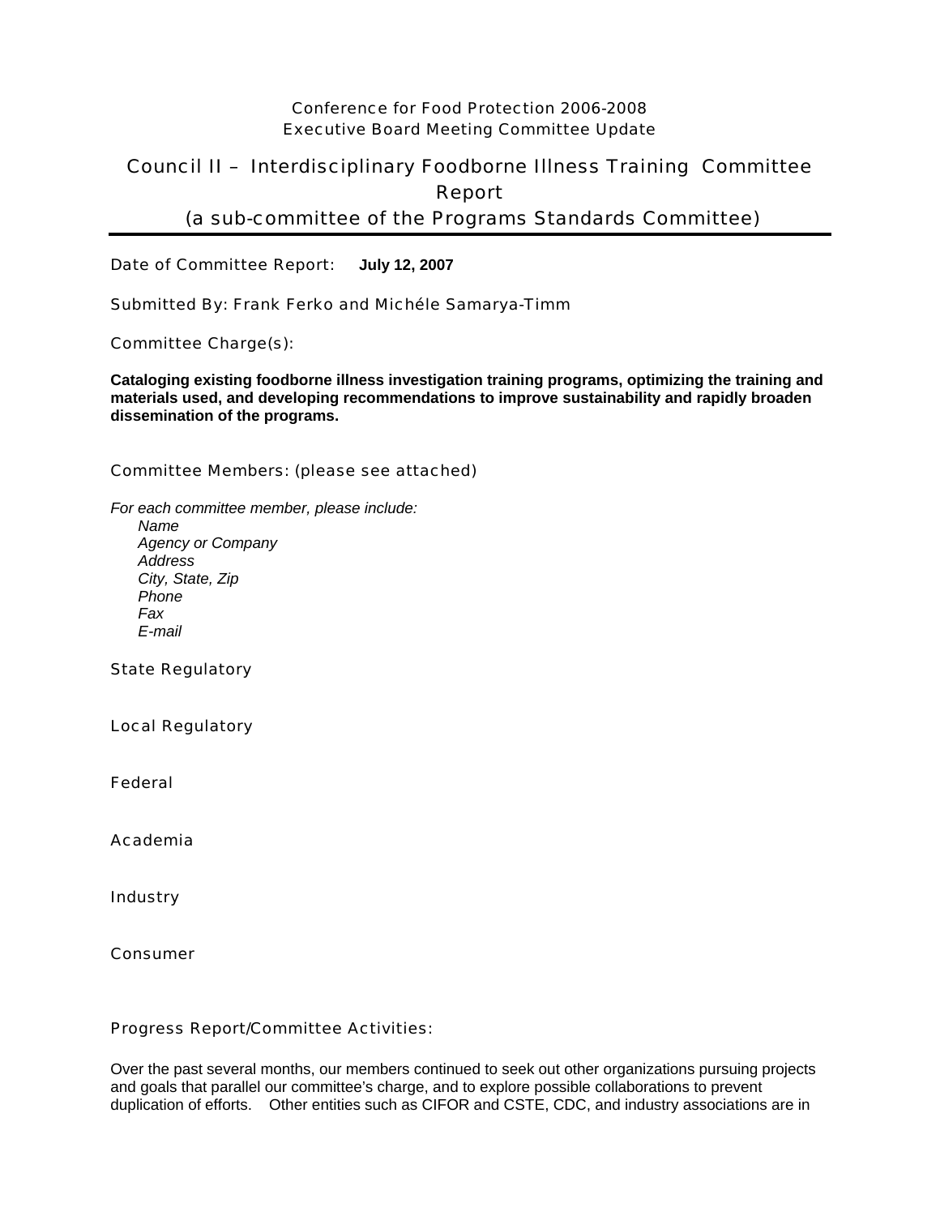Conference for Food Protection 2006-2008
Executive Board Meeting Committee Update

# Council II – Interdisciplinary Foodborne Illness Training Committee Report
## (a sub-committee of the Programs Standards Committee)

Date of Committee Report: **July 12, 2007**

Submitted By: Frank Ferko and Michéle Samarya-Timm

Committee Charge(s):

**Cataloging existing foodborne illness investigation training programs, optimizing the training and materials used, and developing recommendations to improve sustainability and rapidly broaden dissemination of the programs.**

Committee Members: (please see attached)

*For each committee member, please include:*
- *Name*
- *Agency or Company*
- *Address*
- *City, State, Zip*
- *Phone*
- *Fax*
- *E-mail*

State Regulatory

Local Regulatory

Federal

Academia

Industry

Consumer

Progress Report/Committee Activities:

Over the past several months, our members continued to seek out other organizations pursuing projects and goals that parallel our committee's charge, and to explore possible collaborations to prevent duplication of efforts. Other entities such as CIFOR and CSTE, CDC, and industry associations are in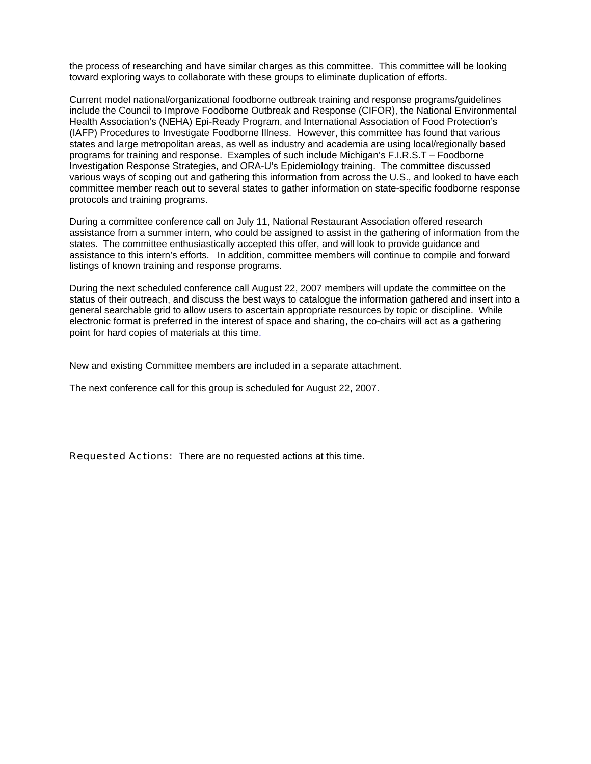the process of researching and have similar charges as this committee. This committee will be looking toward exploring ways to collaborate with these groups to eliminate duplication of efforts.

Current model national/organizational foodborne outbreak training and response programs/guidelines include the Council to Improve Foodborne Outbreak and Response (CIFOR), the National Environmental Health Association's (NEHA) Epi-Ready Program, and International Association of Food Protection's (IAFP) Procedures to Investigate Foodborne Illness. However, this committee has found that various states and large metropolitan areas, as well as industry and academia are using local/regionally based programs for training and response. Examples of such include Michigan's F.I.R.S.T – Foodborne Investigation Response Strategies, and ORA-U's Epidemiology training. The committee discussed various ways of scoping out and gathering this information from across the U.S., and looked to have each committee member reach out to several states to gather information on state-specific foodborne response protocols and training programs.

During a committee conference call on July 11, National Restaurant Association offered research assistance from a summer intern, who could be assigned to assist in the gathering of information from the states. The committee enthusiastically accepted this offer, and will look to provide guidance and assistance to this intern's efforts. In addition, committee members will continue to compile and forward listings of known training and response programs.

During the next scheduled conference call August 22, 2007 members will update the committee on the status of their outreach, and discuss the best ways to catalogue the information gathered and insert into a general searchable grid to allow users to ascertain appropriate resources by topic or discipline. While electronic format is preferred in the interest of space and sharing, the co-chairs will act as a gathering point for hard copies of materials at this time.

New and existing Committee members are included in a separate attachment.

The next conference call for this group is scheduled for August 22, 2007.

Requested Actions: There are no requested actions at this time.